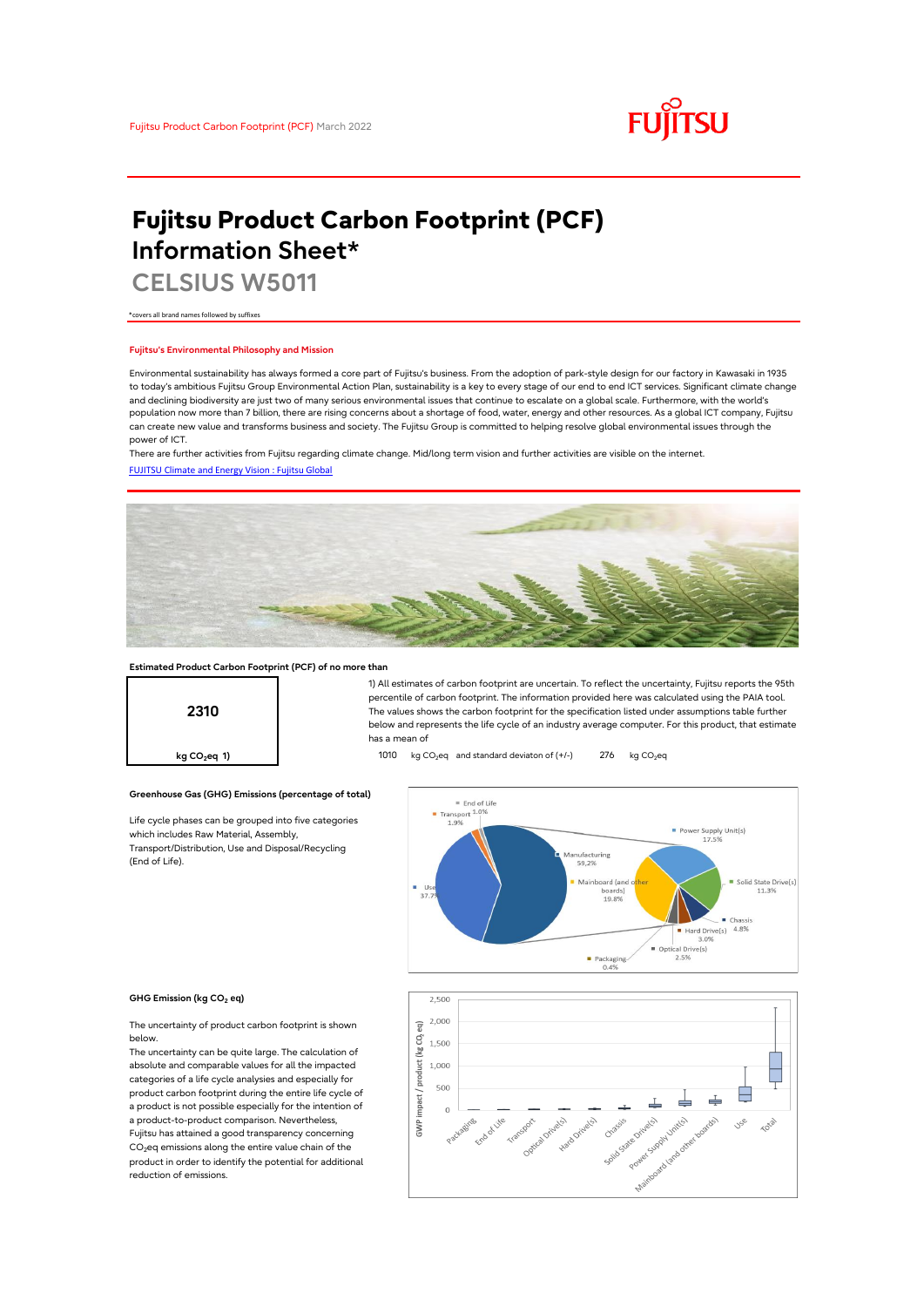Fujitsu Product Carbon Footprint (PCF) March 2022

# Fujitsu Product Carbon Footprint (PCF) Information Sheet*

## CELSIUS W5011

*covers all brand names followed by suffixes

### Fujitsu's Environmental Philosophy and Mission

Environmental sustainability has always formed a core part of Fujitsu's business. From the adoption of park-style design for our factory in Kawasaki in 1935 to today's ambitious Fujitsu Group Environmental Action Plan, sustainability is a key to every stage of our end to end ICT services. Significant climate change and declining biodiversity are just two of many serious environmental issues that continue to escalate on a global scale. Furthermore, with the world's population now more than 7 billion, there are rising concerns about a shortage of food, water, energy and other resources. As a global ICT company, Fujitsu can create new value and transforms business and society. The Fujitsu Group is committed to helping resolve global environmental issues through the power of ICT.

There are further activities from Fujitsu regarding climate change. Mid/long term vision and further activities are visible on the internet.

[FUJITSU Climate and Energy Vision : Fujitsu Global]

### Estimated Product Carbon Footprint (PCF) of no more than

**2310**

kg $CO_2$eq 1)

1) All estimates of carbon footprint are uncertain. To reflect the uncertainty, Fujitsu reports the 95th percentile of carbon footprint. The information provided here was calculated using the PAIA tool. The values shows the carbon footprint for the specification listed under assumptions table further below and represents the life cycle of an industry average computer. For this product, that estimate has a mean of

1010 kg $CO_2$eq and standard deviaton of (+/-) 276 kg $CO_2$eq

### Greenhouse Gas (GHG) Emissions (percentage of total)

Life cycle phases can be grouped into five categories which includes Raw Material, Assembly, Transport/Distribution, Use and Disposal/Recycling (End of Life).

| Phase | Percentage |
|---|---|
| End of Life | 1.0% |
| Transport | 1.9% |
| Use | 37.7% |
| Manufacturing | 59.2% |
| Power Supply Unit(s) | 17.5% |
| Solid State Drive(s) | 11.3% |
| Mainboard (and other boards) | 19.8% |
| Chassis | 4.8% |
| Hard Drive(s) | 3.0% |
| Optical Drive(s) | 2.5% |
| Packaging | 0.4% |

### GHG Emission (kg $CO_2$ eq)

The uncertainty of product carbon footprint is shown below.

The uncertainty can be quite large. The calculation of absolute and comparable values for all the impacted categories of a life cycle analysies and especially for product carbon footprint during the entire life cycle of a product is not possible especially for the intention of a product-to-product comparison. Nevertheless, Fujitsu has attained a good transparency concerning $CO_2$eq emissions along the entire value chain of the product in order to identify the potential for additional reduction of emissions.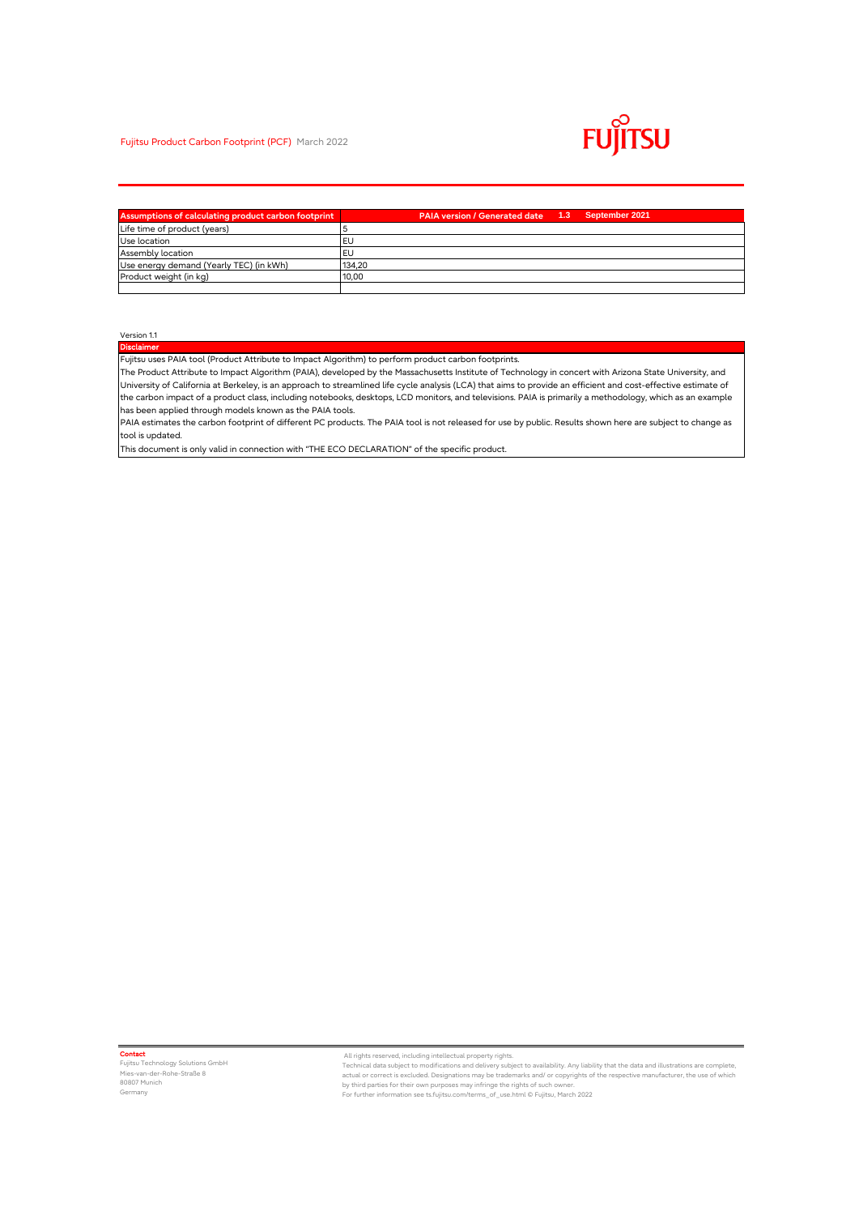Fujitsu Product Carbon Footprint (PCF) March 2022

| Assumptions of calculating product carbon footprint | PAIA version / Generated date 1.3 September 2021 |
|---|---|
| Life time of product (years) | 5 |
| Use location | EU |
| Assembly location | EU |
| Use energy demand (Yearly TEC) (in kWh) | 134,20 |
| Product weight (in kg) | 10,00 |
| | |

Version 1.1

**Disclaimer**

Fujitsu uses PAIA tool (Product Attribute to Impact Algorithm) to perform product carbon footprints.
The Product Attribute to Impact Algorithm (PAIA), developed by the Massachusetts Institute of Technology in concert with Arizona State University, and University of California at Berkeley, is an approach to streamlined life cycle analysis (LCA) that aims to provide an efficient and cost-effective estimate of the carbon impact of a product class, including notebooks, desktops, LCD monitors, and televisions. PAIA is primarily a methodology, which as an example has been applied through models known as the PAIA tools.
PAIA estimates the carbon footprint of different PC products. The PAIA tool is not released for use by public. Results shown here are subject to change as tool is updated.
This document is only valid in connection with "THE ECO DECLARATION" of the specific product.

**Contact**
Fujitsu Technology Solutions GmbH
Mies-van-der-Rohe-Straße 8
80807 Munich
Germany

All rights reserved, including intellectual property rights.
Technical data subject to modifications and delivery subject to availability. Any liability that the data and illustrations are complete, actual or correct is excluded. Designations may be trademarks and/ or copyrights of the respective manufacturer, the use of which by third parties for their own purposes may infringe the rights of such owner.
For further information see ts.fujitsu.com/terms_of_use.html © Fujitsu, March 2022